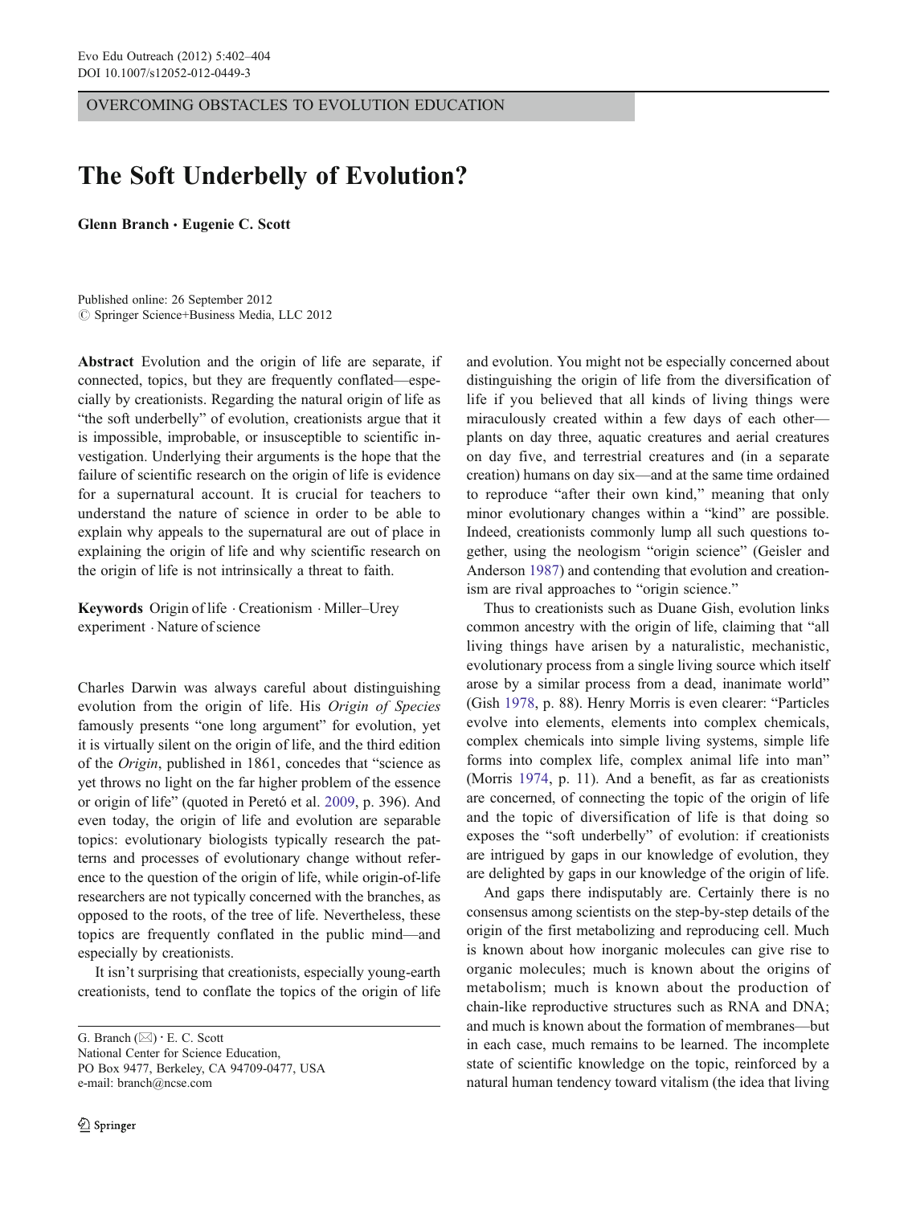OVERCOMING OBSTACLES TO EVOLUTION EDUCATION

# The Soft Underbelly of Evolution?

**Glenn Branch · Eugenie C. Scott**

Published online: 26 September 2012
© Springer Science+Business Media, LLC 2012

**Abstract** Evolution and the origin of life are separate, if connected, topics, but they are frequently conflated—especially by creationists. Regarding the natural origin of life as "the soft underbelly" of evolution, creationists argue that it is impossible, improbable, or insusceptible to scientific investigation. Underlying their arguments is the hope that the failure of scientific research on the origin of life is evidence for a supernatural account. It is crucial for teachers to understand the nature of science in order to be able to explain why appeals to the supernatural are out of place in explaining the origin of life and why scientific research on the origin of life is not intrinsically a threat to faith.

**Keywords** Origin of life · Creationism · Miller–Urey experiment · Nature of science

Charles Darwin was always careful about distinguishing evolution from the origin of life. His *Origin of Species* famously presents "one long argument" for evolution, yet it is virtually silent on the origin of life, and the third edition of the *Origin*, published in 1861, concedes that "science as yet throws no light on the far higher problem of the essence or origin of life" (quoted in Peretó et al. 2009, p. 396). And even today, the origin of life and evolution are separable topics: evolutionary biologists typically research the patterns and processes of evolutionary change without reference to the question of the origin of life, while origin-of-life researchers are not typically concerned with the branches, as opposed to the roots, of the tree of life. Nevertheless, these topics are frequently conflated in the public mind—and especially by creationists.

It isn't surprising that creationists, especially young-earth creationists, tend to conflate the topics of the origin of life and evolution. You might not be especially concerned about distinguishing the origin of life from the diversification of life if you believed that all kinds of living things were miraculously created within a few days of each other—plants on day three, aquatic creatures and aerial creatures on day five, and terrestrial creatures and (in a separate creation) humans on day six—and at the same time ordained to reproduce "after their own kind," meaning that only minor evolutionary changes within a "kind" are possible. Indeed, creationists commonly lump all such questions together, using the neologism "origin science" (Geisler and Anderson 1987) and contending that evolution and creationism are rival approaches to "origin science."

Thus to creationists such as Duane Gish, evolution links common ancestry with the origin of life, claiming that "all living things have arisen by a naturalistic, mechanistic, evolutionary process from a single living source which itself arose by a similar process from a dead, inanimate world" (Gish 1978, p. 88). Henry Morris is even clearer: "Particles evolve into elements, elements into complex chemicals, complex chemicals into simple living systems, simple life forms into complex life, complex animal life into man" (Morris 1974, p. 11). And a benefit, as far as creationists are concerned, of connecting the topic of the origin of life and the topic of diversification of life is that doing so exposes the "soft underbelly" of evolution: if creationists are intrigued by gaps in our knowledge of evolution, they are delighted by gaps in our knowledge of the origin of life.

And gaps there indisputably are. Certainly there is no consensus among scientists on the step-by-step details of the origin of the first metabolizing and reproducing cell. Much is known about how inorganic molecules can give rise to organic molecules; much is known about the origins of metabolism; much is known about the production of chain-like reproductive structures such as RNA and DNA; and much is known about the formation of membranes—but in each case, much remains to be learned. The incomplete state of scientific knowledge on the topic, reinforced by a natural human tendency toward vitalism (the idea that living

---

G. Branch (✉) · E. C. Scott
National Center for Science Education,
PO Box 9477, Berkeley, CA 94709-0477, USA
e-mail: branch@ncse.com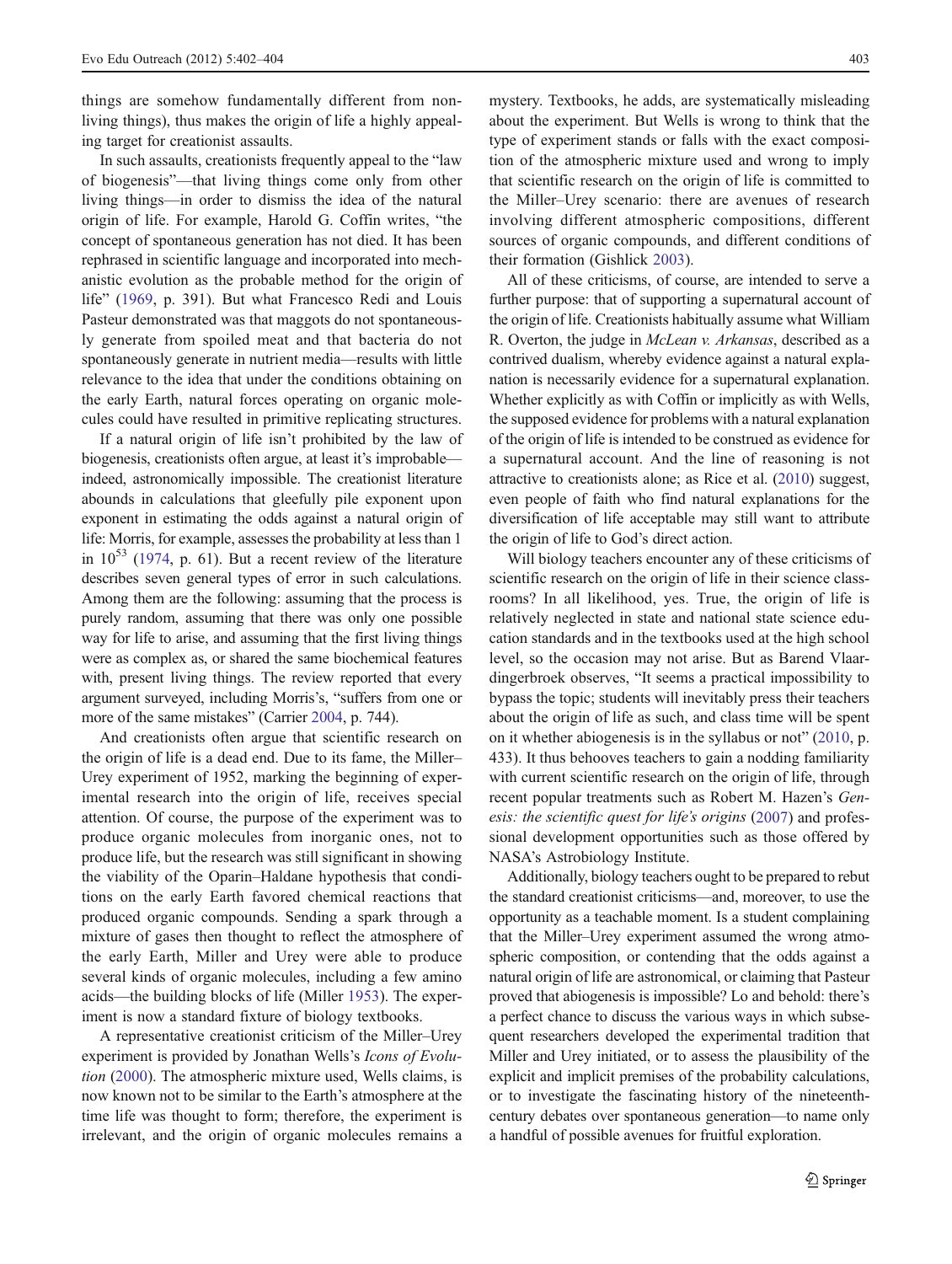things are somehow fundamentally different from nonliving things), thus makes the origin of life a highly appealing target for creationist assaults.

In such assaults, creationists frequently appeal to the "law of biogenesis"—that living things come only from other living things—in order to dismiss the idea of the natural origin of life. For example, Harold G. Coffin writes, "the concept of spontaneous generation has not died. It has been rephrased in scientific language and incorporated into mechanistic evolution as the probable method for the origin of life" (1969, p. 391). But what Francesco Redi and Louis Pasteur demonstrated was that maggots do not spontaneously generate from spoiled meat and that bacteria do not spontaneously generate in nutrient media—results with little relevance to the idea that under the conditions obtaining on the early Earth, natural forces operating on organic molecules could have resulted in primitive replicating structures.

If a natural origin of life isn't prohibited by the law of biogenesis, creationists often argue, at least it's improbable—indeed, astronomically impossible. The creationist literature abounds in calculations that gleefully pile exponent upon exponent in estimating the odds against a natural origin of life: Morris, for example, assesses the probability at less than 1 in $10^{53}$ (1974, p. 61). But a recent review of the literature describes seven general types of error in such calculations. Among them are the following: assuming that the process is purely random, assuming that there was only one possible way for life to arise, and assuming that the first living things were as complex as, or shared the same biochemical features with, present living things. The review reported that every argument surveyed, including Morris's, "suffers from one or more of the same mistakes" (Carrier 2004, p. 744).

And creationists often argue that scientific research on the origin of life is a dead end. Due to its fame, the Miller–Urey experiment of 1952, marking the beginning of experimental research into the origin of life, receives special attention. Of course, the purpose of the experiment was to produce organic molecules from inorganic ones, not to produce life, but the research was still significant in showing the viability of the Oparin–Haldane hypothesis that conditions on the early Earth favored chemical reactions that produced organic compounds. Sending a spark through a mixture of gases then thought to reflect the atmosphere of the early Earth, Miller and Urey were able to produce several kinds of organic molecules, including a few amino acids—the building blocks of life (Miller 1953). The experiment is now a standard fixture of biology textbooks.

A representative creationist criticism of the Miller–Urey experiment is provided by Jonathan Wells's *Icons of Evolution* (2000). The atmospheric mixture used, Wells claims, is now known not to be similar to the Earth's atmosphere at the time life was thought to form; therefore, the experiment is irrelevant, and the origin of organic molecules remains a mystery. Textbooks, he adds, are systematically misleading about the experiment. But Wells is wrong to think that the type of experiment stands or falls with the exact composition of the atmospheric mixture used and wrong to imply that scientific research on the origin of life is committed to the Miller–Urey scenario: there are avenues of research involving different atmospheric compositions, different sources of organic compounds, and different conditions of their formation (Gishlick 2003).

All of these criticisms, of course, are intended to serve a further purpose: that of supporting a supernatural account of the origin of life. Creationists habitually assume what William R. Overton, the judge in *McLean v. Arkansas*, described as a contrived dualism, whereby evidence against a natural explanation is necessarily evidence for a supernatural explanation. Whether explicitly as with Coffin or implicitly as with Wells, the supposed evidence for problems with a natural explanation of the origin of life is intended to be construed as evidence for a supernatural account. And the line of reasoning is not attractive to creationists alone; as Rice et al. (2010) suggest, even people of faith who find natural explanations for the diversification of life acceptable may still want to attribute the origin of life to God's direct action.

Will biology teachers encounter any of these criticisms of scientific research on the origin of life in their science classrooms? In all likelihood, yes. True, the origin of life is relatively neglected in state and national state science education standards and in the textbooks used at the high school level, so the occasion may not arise. But as Barend Vlaardingerbroek observes, "It seems a practical impossibility to bypass the topic; students will inevitably press their teachers about the origin of life as such, and class time will be spent on it whether abiogenesis is in the syllabus or not" (2010, p. 433). It thus behooves teachers to gain a nodding familiarity with current scientific research on the origin of life, through recent popular treatments such as Robert M. Hazen's *Genesis: the scientific quest for life's origins* (2007) and professional development opportunities such as those offered by NASA's Astrobiology Institute.

Additionally, biology teachers ought to be prepared to rebut the standard creationist criticisms—and, moreover, to use the opportunity as a teachable moment. Is a student complaining that the Miller–Urey experiment assumed the wrong atmospheric composition, or contending that the odds against a natural origin of life are astronomical, or claiming that Pasteur proved that abiogenesis is impossible? Lo and behold: there's a perfect chance to discuss the various ways in which subsequent researchers developed the experimental tradition that Miller and Urey initiated, or to assess the plausibility of the explicit and implicit premises of the probability calculations, or to investigate the fascinating history of the nineteenth-century debates over spontaneous generation—to name only a handful of possible avenues for fruitful exploration.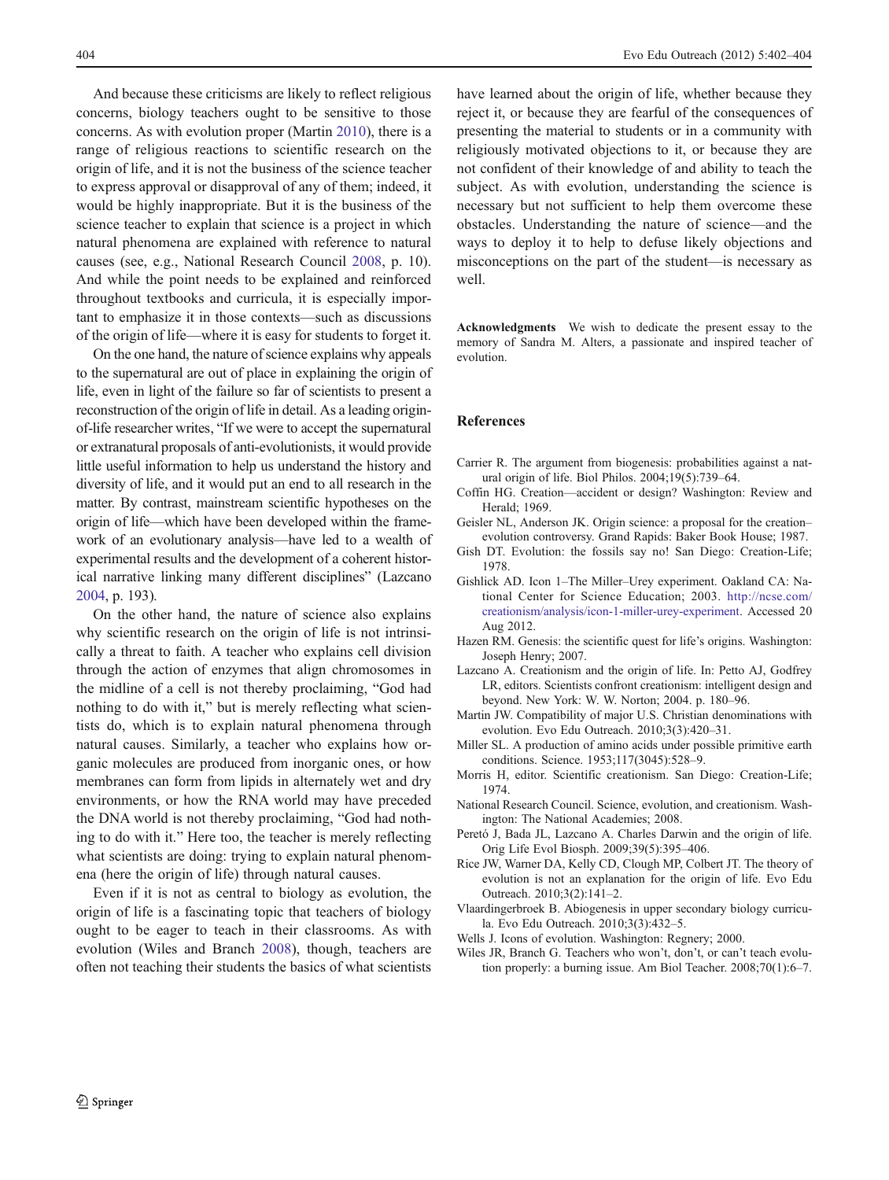And because these criticisms are likely to reflect religious concerns, biology teachers ought to be sensitive to those concerns. As with evolution proper (Martin 2010), there is a range of religious reactions to scientific research on the origin of life, and it is not the business of the science teacher to express approval or disapproval of any of them; indeed, it would be highly inappropriate. But it is the business of the science teacher to explain that science is a project in which natural phenomena are explained with reference to natural causes (see, e.g., National Research Council 2008, p. 10). And while the point needs to be explained and reinforced throughout textbooks and curricula, it is especially important to emphasize it in those contexts—such as discussions of the origin of life—where it is easy for students to forget it.

On the one hand, the nature of science explains why appeals to the supernatural are out of place in explaining the origin of life, even in light of the failure so far of scientists to present a reconstruction of the origin of life in detail. As a leading origin-of-life researcher writes, "If we were to accept the supernatural or extranatural proposals of anti-evolutionists, it would provide little useful information to help us understand the history and diversity of life, and it would put an end to all research in the matter. By contrast, mainstream scientific hypotheses on the origin of life—which have been developed within the framework of an evolutionary analysis—have led to a wealth of experimental results and the development of a coherent historical narrative linking many different disciplines" (Lazcano 2004, p. 193).

On the other hand, the nature of science also explains why scientific research on the origin of life is not intrinsically a threat to faith. A teacher who explains cell division through the action of enzymes that align chromosomes in the midline of a cell is not thereby proclaiming, "God had nothing to do with it," but is merely reflecting what scientists do, which is to explain natural phenomena through natural causes. Similarly, a teacher who explains how organic molecules are produced from inorganic ones, or how membranes can form from lipids in alternately wet and dry environments, or how the RNA world may have preceded the DNA world is not thereby proclaiming, "God had nothing to do with it." Here too, the teacher is merely reflecting what scientists are doing: trying to explain natural phenomena (here the origin of life) through natural causes.

Even if it is not as central to biology as evolution, the origin of life is a fascinating topic that teachers of biology ought to be eager to teach in their classrooms. As with evolution (Wiles and Branch 2008), though, teachers are often not teaching their students the basics of what scientists have learned about the origin of life, whether because they reject it, or because they are fearful of the consequences of presenting the material to students or in a community with religiously motivated objections to it, or because they are not confident of their knowledge of and ability to teach the subject. As with evolution, understanding the science is necessary but not sufficient to help them overcome these obstacles. Understanding the nature of science—and the ways to deploy it to help to defuse likely objections and misconceptions on the part of the student—is necessary as well.

**Acknowledgments** We wish to dedicate the present essay to the memory of Sandra M. Alters, a passionate and inspired teacher of evolution.

## References

Carrier R. The argument from biogenesis: probabilities against a natural origin of life. Biol Philos. 2004;19(5):739–64.

Coffin HG. Creation—accident or design? Washington: Review and Herald; 1969.

Geisler NL, Anderson JK. Origin science: a proposal for the creation–evolution controversy. Grand Rapids: Baker Book House; 1987.

Gish DT. Evolution: the fossils say no! San Diego: Creation-Life; 1978.

Gishlick AD. Icon 1–The Miller–Urey experiment. Oakland CA: National Center for Science Education; 2003. http://ncse.com/creationism/analysis/icon-1-miller-urey-experiment. Accessed 20 Aug 2012.

Hazen RM. Genesis: the scientific quest for life's origins. Washington: Joseph Henry; 2007.

Lazcano A. Creationism and the origin of life. In: Petto AJ, Godfrey LR, editors. Scientists confront creationism: intelligent design and beyond. New York: W. W. Norton; 2004. p. 180–96.

Martin JW. Compatibility of major U.S. Christian denominations with evolution. Evo Edu Outreach. 2010;3(3):420–31.

Miller SL. A production of amino acids under possible primitive earth conditions. Science. 1953;117(3045):528–9.

Morris H, editor. Scientific creationism. San Diego: Creation-Life; 1974.

National Research Council. Science, evolution, and creationism. Washington: The National Academies; 2008.

Peretó J, Bada JL, Lazcano A. Charles Darwin and the origin of life. Orig Life Evol Biosph. 2009;39(5):395–406.

Rice JW, Warner DA, Kelly CD, Clough MP, Colbert JT. The theory of evolution is not an explanation for the origin of life. Evo Edu Outreach. 2010;3(2):141–2.

Vlaardingerbroek B. Abiogenesis in upper secondary biology curricula. Evo Edu Outreach. 2010;3(3):432–5.

Wells J. Icons of evolution. Washington: Regnery; 2000.

Wiles JR, Branch G. Teachers who won't, don't, or can't teach evolution properly: a burning issue. Am Biol Teacher. 2008;70(1):6–7.